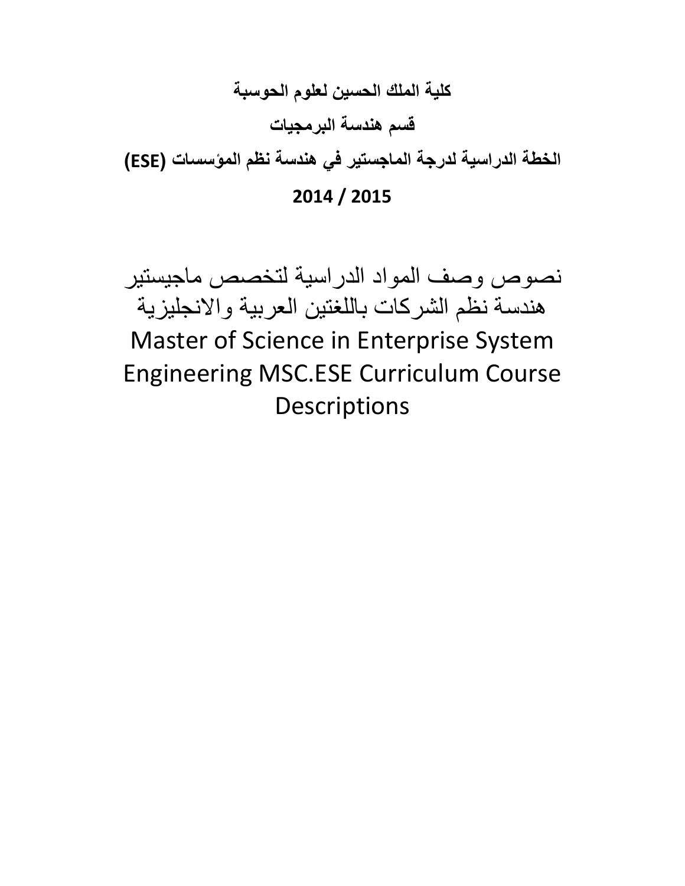**كلية الملك الحسين لعلوم الحوسبة**

**قسم هندسة البرمجيات**

**الخطة الدراسية لدرجة الماجستير في هندسة نظم المؤسسات (ESE)**

**2014 / 2015**

# نصوص وصف المواد الدراسية لتخصص ماجيستير هندسة نظم الشركات باللغتين العربية والانجليزية

# Master of Science in Enterprise System Engineering MSC.ESE Curriculum Course Descriptions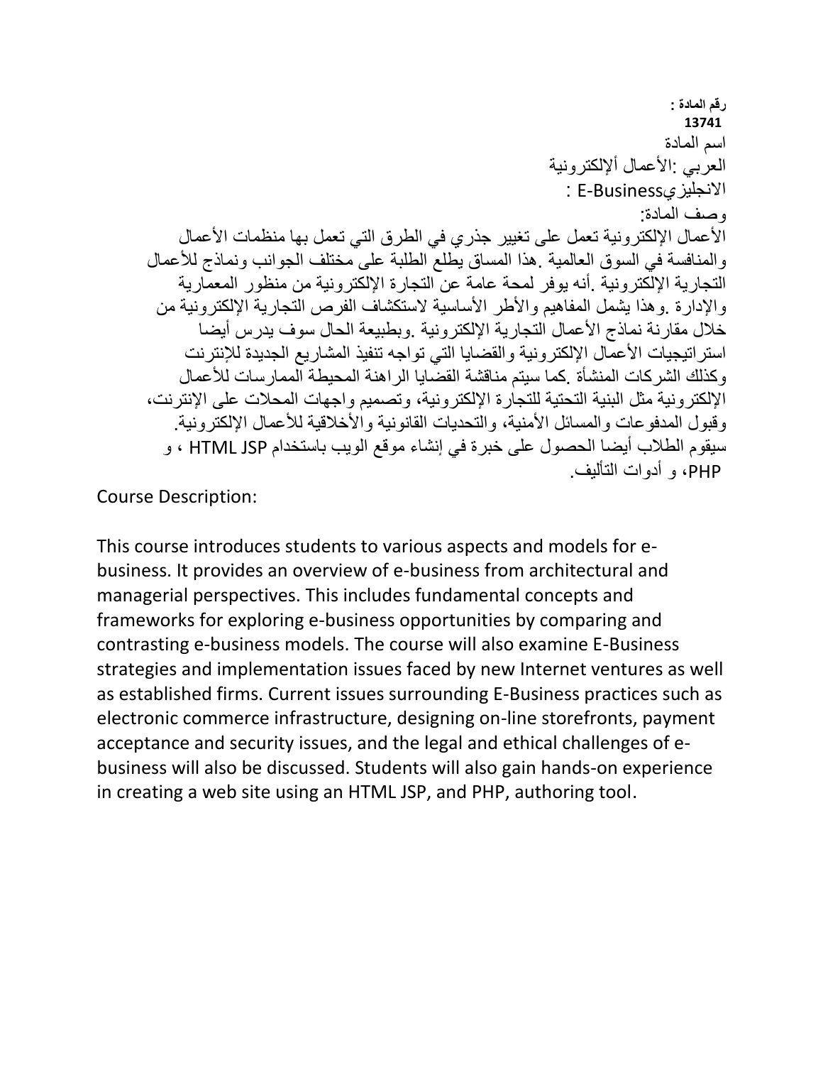**رقم المادة :**
**13741**

اسم المادة

العربي :الأعمال ألإلكترونية

الانجليزيE-Business :

وصف المادة:

الأعمال الإلكترونية تعمل على تغيير جذري في الطرق التي تعمل بها منظمات الأعمال والمنافسة في السوق العالمية .هذا المساق يطلع الطلبة على مختلف الجوانب ونماذج للأعمال التجارية الإلكترونية .أنه يوفر لمحة عامة عن التجارة الإلكترونية من منظور المعمارية والإدارة .وهذا يشمل المفاهيم والأطر الأساسية لاستكشاف الفرص التجارية الإلكترونية من خلال مقارنة نماذج الأعمال التجارية الإلكترونية .وبطبيعة الحال سوف يدرس أيضا استراتيجيات الأعمال الإلكترونية والقضايا التي تواجه تنفيذ المشاريع الجديدة للإنترنت وكذلك الشركات المنشأة .كما سيتم مناقشة القضايا الراهنة المحيطة الممارسات للأعمال الإلكترونية مثل البنية التحتية للتجارة الإلكترونية، وتصميم واجهات المحلات على الإنترنت، وقبول المدفوعات والمسائل الأمنية، والتحديات القانونية والأخلاقية للأعمال الإلكترونية. سيقوم الطلاب أيضا الحصول على خبرة في إنشاء موقع الويب باستخدام HTML JSP ، و PHP، و أدوات التأليف.

Course Description:

This course introduces students to various aspects and models for e-business. It provides an overview of e-business from architectural and managerial perspectives. This includes fundamental concepts and frameworks for exploring e-business opportunities by comparing and contrasting e-business models. The course will also examine E-Business strategies and implementation issues faced by new Internet ventures as well as established firms. Current issues surrounding E-Business practices such as electronic commerce infrastructure, designing on-line storefronts, payment acceptance and security issues, and the legal and ethical challenges of e-business will also be discussed. Students will also gain hands-on experience in creating a web site using an HTML JSP, and PHP, authoring tool.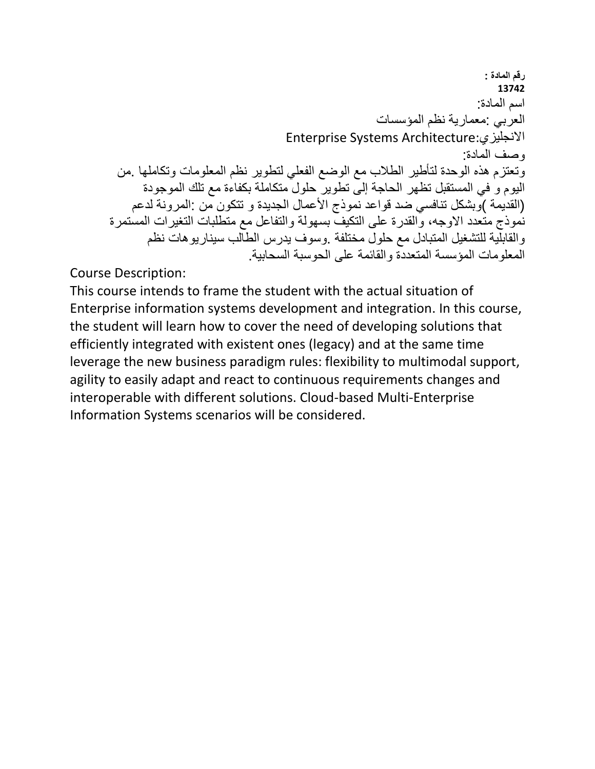**رقم المادة :**
**13742**

اسم المادة:

العربي :معمارية نظم المؤسسات

الانجليزي:Enterprise Systems Architecture

وصف المادة:

وتعتزم هذه الوحدة لتأطير الطلاب مع الوضع الفعلي لتطوير نظم المعلومات وتكاملها .من اليوم و في المستقبل تظهر الحاجة إلى تطوير حلول متكاملة بكفاءة مع تلك الموجودة (القديمة )وبشكل تنافسي ضد قواعد نموذج الأعمال الجديدة و تتكون من :المرونة لدعم نموذج متعدد الاوجه، والقدرة على التكيف بسهولة والتفاعل مع متطلبات التغيرات المستمرة والقابلية للتشغيل المتبادل مع حلول مختلفة .وسوف يدرس الطالب سيناريوهات نظم المعلومات المؤسسة المتعددة والقائمة على الحوسبة السحابية.

Course Description:

This course intends to frame the student with the actual situation of Enterprise information systems development and integration. In this course, the student will learn how to cover the need of developing solutions that efficiently integrated with existent ones (legacy) and at the same time leverage the new business paradigm rules: flexibility to multimodal support, agility to easily adapt and react to continuous requirements changes and interoperable with different solutions. Cloud-based Multi-Enterprise Information Systems scenarios will be considered.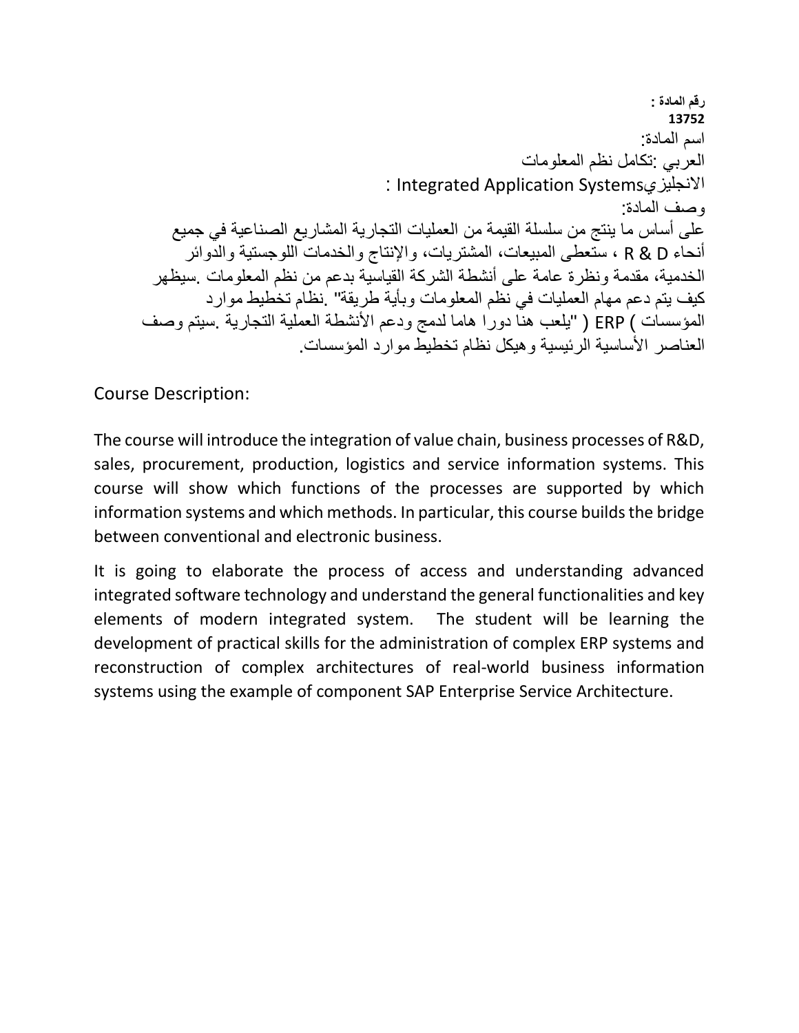**رقم المادة :**
**13752**

اسم المادة:

العربي :تكامل نظم المعلومات

الانجليزيIntegrated Application Systems :

وصف المادة:

على أساس ما ينتج من سلسلة القيمة من العمليات التجارية المشاريع الصناعية في جميع أنحاء R & D ، ستعطى المبيعات، المشتريات، والإنتاج والخدمات اللوجستية والدوائر الخدمية، مقدمة ونظرة عامة على أنشطة الشركة القياسية بدعم من نظم المعلومات .سيظهر كيف يتم دعم مهام العمليات في نظم المعلومات وبأية طريقة" .نظام تخطيط موارد المؤسسات ) ERP ( "يلعب هنا دورا هاما لدمج ودعم الأنشطة العملية التجارية .سيتم وصف العناصر الأساسية الرئيسية وهيكل نظام تخطيط موارد المؤسسات.

Course Description:

The course will introduce the integration of value chain, business processes of R&D, sales, procurement, production, logistics and service information systems. This course will show which functions of the processes are supported by which information systems and which methods. In particular, this course builds the bridge between conventional and electronic business.

It is going to elaborate the process of access and understanding advanced integrated software technology and understand the general functionalities and key elements of modern integrated system. The student will be learning the development of practical skills for the administration of complex ERP systems and reconstruction of complex architectures of real-world business information systems using the example of component SAP Enterprise Service Architecture.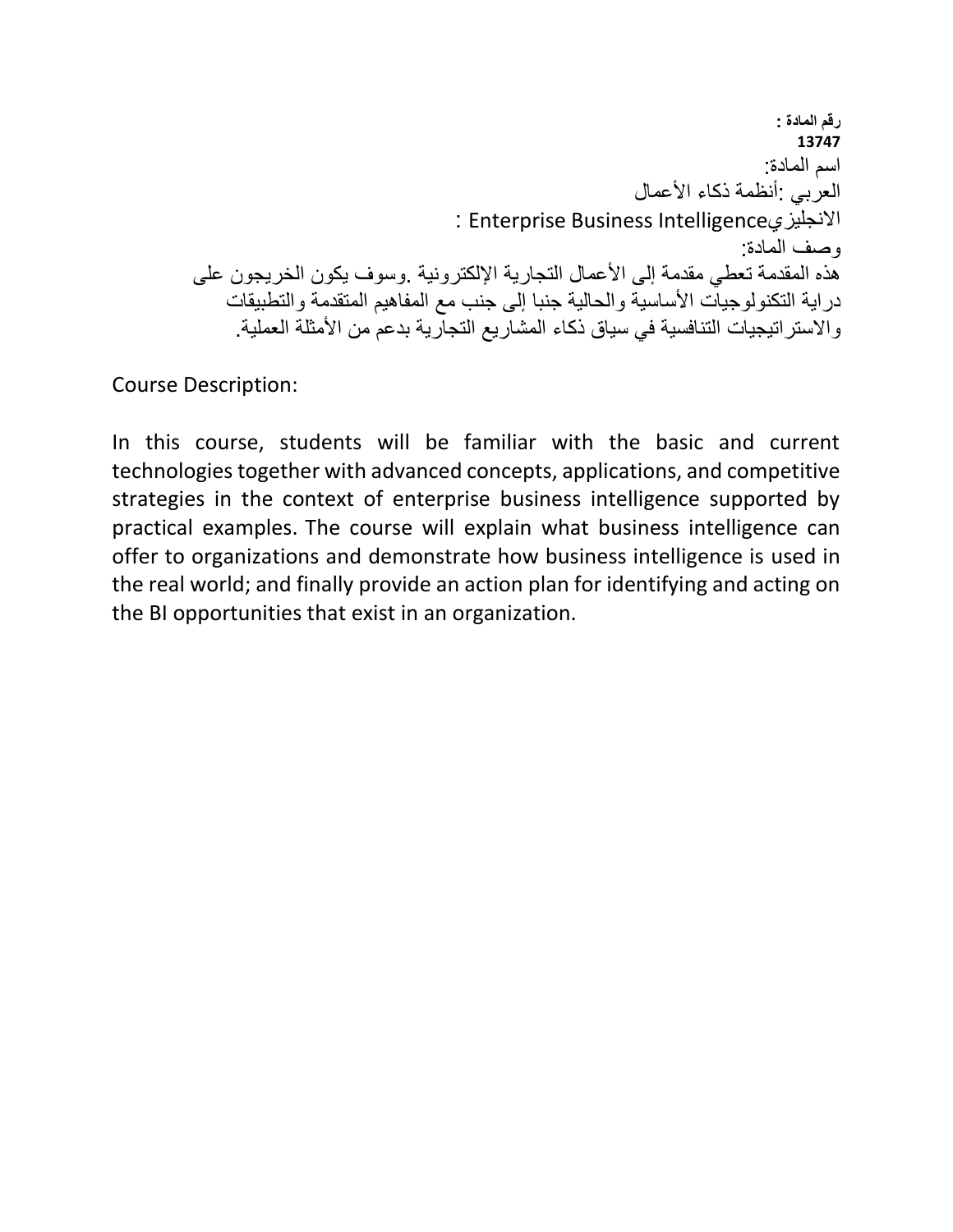**رقم المادة :**
**13747**

اسم المادة:

العربي :أنظمة ذكاء الأعمال

الانجليزيEnterprise Business Intelligence :

وصف المادة:

هذه المقدمة تعطي مقدمة إلى الأعمال التجارية الإلكترونية .وسوف يكون الخريجون على دراية التكنولوجيات الأساسية والحالية جنبا إلى جنب مع المفاهيم المتقدمة والتطبيقات والاستراتيجيات التنافسية في سياق ذكاء المشاريع التجارية بدعم من الأمثلة العملية.

Course Description:

In this course, students will be familiar with the basic and current technologies together with advanced concepts, applications, and competitive strategies in the context of enterprise business intelligence supported by practical examples. The course will explain what business intelligence can offer to organizations and demonstrate how business intelligence is used in the real world; and finally provide an action plan for identifying and acting on the BI opportunities that exist in an organization.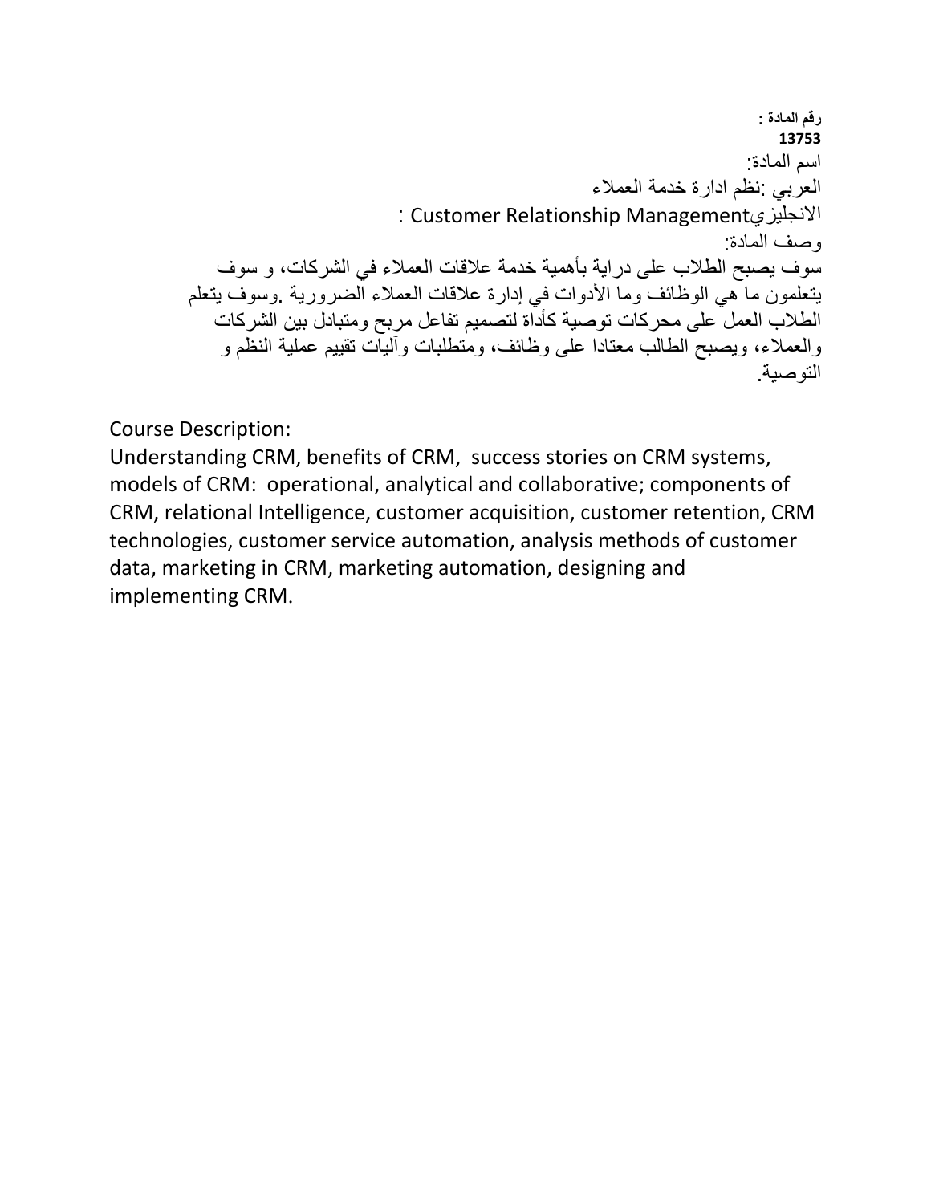**رقم المادة :**
**13753**

اسم المادة:

العربي :نظم ادارة خدمة العملاء

الانجليزيCustomer Relationship Management :

وصف المادة:

سوف يصبح الطلاب على دراية بأهمية خدمة علاقات العملاء في الشركات، و سوف يتعلمون ما هي الوظائف وما الأدوات في إدارة علاقات العملاء الضرورية .وسوف يتعلم الطلاب العمل على محركات توصية كأداة لتصميم تفاعل مربح ومتبادل بين الشركات والعملاء، ويصبح الطالب معتادا على وظائف، ومتطلبات وآليات تقييم عملية النظم و التوصية.

Course Description:

Understanding CRM, benefits of CRM, success stories on CRM systems, models of CRM: operational, analytical and collaborative; components of CRM, relational Intelligence, customer acquisition, customer retention, CRM technologies, customer service automation, analysis methods of customer data, marketing in CRM, marketing automation, designing and implementing CRM.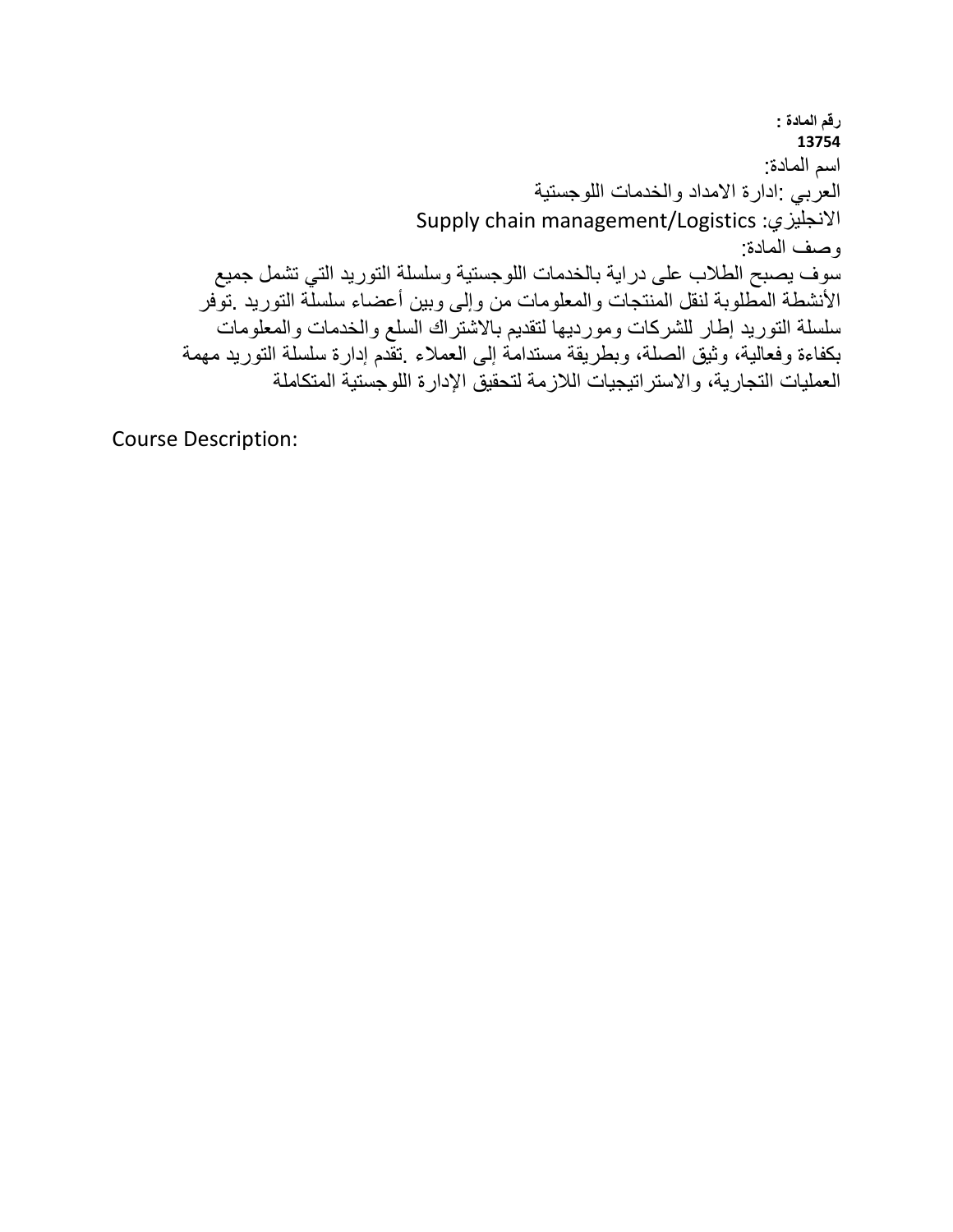**رقم المادة :**
**13754**

اسم المادة:

العربي :ادارة الامداد والخدمات اللوجستية

الانجليزي: Supply chain management/Logistics

وصف المادة:

سوف يصبح الطلاب على دراية بالخدمات اللوجستية وسلسلة التوريد التي تشمل جميع الأنشطة المطلوبة لنقل المنتجات والمعلومات من وإلى وبين أعضاء سلسلة التوريد .توفر سلسلة التوريد إطار للشركات ومورديها لتقديم بالاشتراك السلع والخدمات والمعلومات بكفاءة وفعالية، وثيق الصلة، وبطريقة مستدامة إلى العملاء .تقدم إدارة سلسلة التوريد مهمة العمليات التجارية، والاستراتيجيات اللازمة لتحقيق الإدارة اللوجستية المتكاملة

Course Description: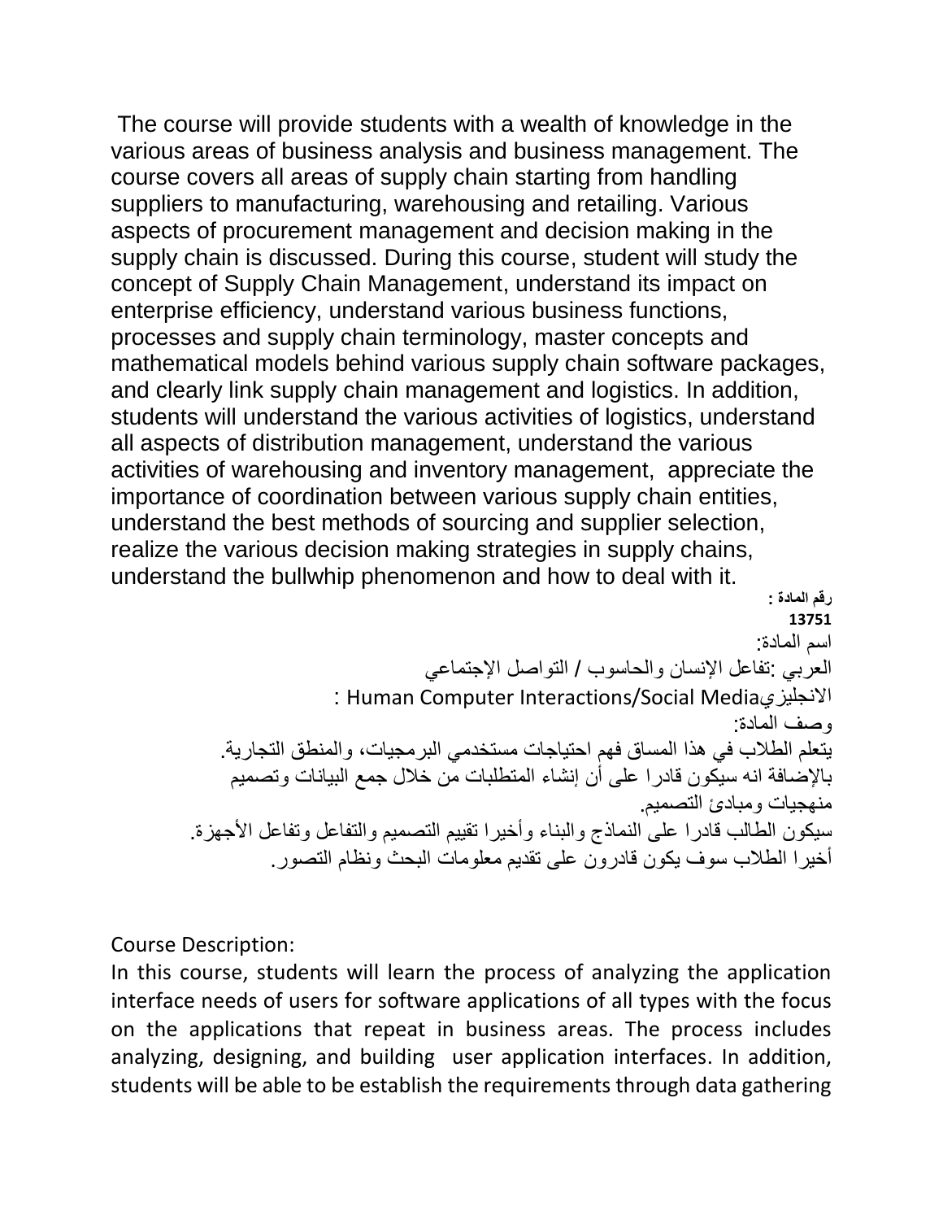The course will provide students with a wealth of knowledge in the various areas of business analysis and business management. The course covers all areas of supply chain starting from handling suppliers to manufacturing, warehousing and retailing. Various aspects of procurement management and decision making in the supply chain is discussed. During this course, student will study the concept of Supply Chain Management, understand its impact on enterprise efficiency, understand various business functions, processes and supply chain terminology, master concepts and mathematical models behind various supply chain software packages, and clearly link supply chain management and logistics. In addition, students will understand the various activities of logistics, understand all aspects of distribution management, understand the various activities of warehousing and inventory management, appreciate the importance of coordination between various supply chain entities, understand the best methods of sourcing and supplier selection, realize the various decision making strategies in supply chains, understand the bullwhip phenomenon and how to deal with it.

**رقم المادة :**
**13751**

اسم المادة:

العربي :تفاعل الإنسان والحاسوب / التواصل الإجتماعي

الانجليزي: Human Computer Interactions/Social Media

وصف المادة:

يتعلم الطلاب في هذا المساق فهم احتياجات مستخدمي البرمجيات، والمنطق التجارية.
بالإضافة انه سيكون قادرا على أن إنشاء المتطلبات من خلال جمع البيانات وتصميم منهجيات ومبادئ التصميم.
سيكون الطالب قادرا على النماذج والبناء وأخيرا تقييم التصميم والتفاعل وتفاعل الأجهزة.
أخيرا الطلاب سوف يكون قادرون على تقديم معلومات البحث ونظام التصور.

Course Description:

In this course, students will learn the process of analyzing the application interface needs of users for software applications of all types with the focus on the applications that repeat in business areas. The process includes analyzing, designing, and building user application interfaces. In addition, students will be able to be establish the requirements through data gathering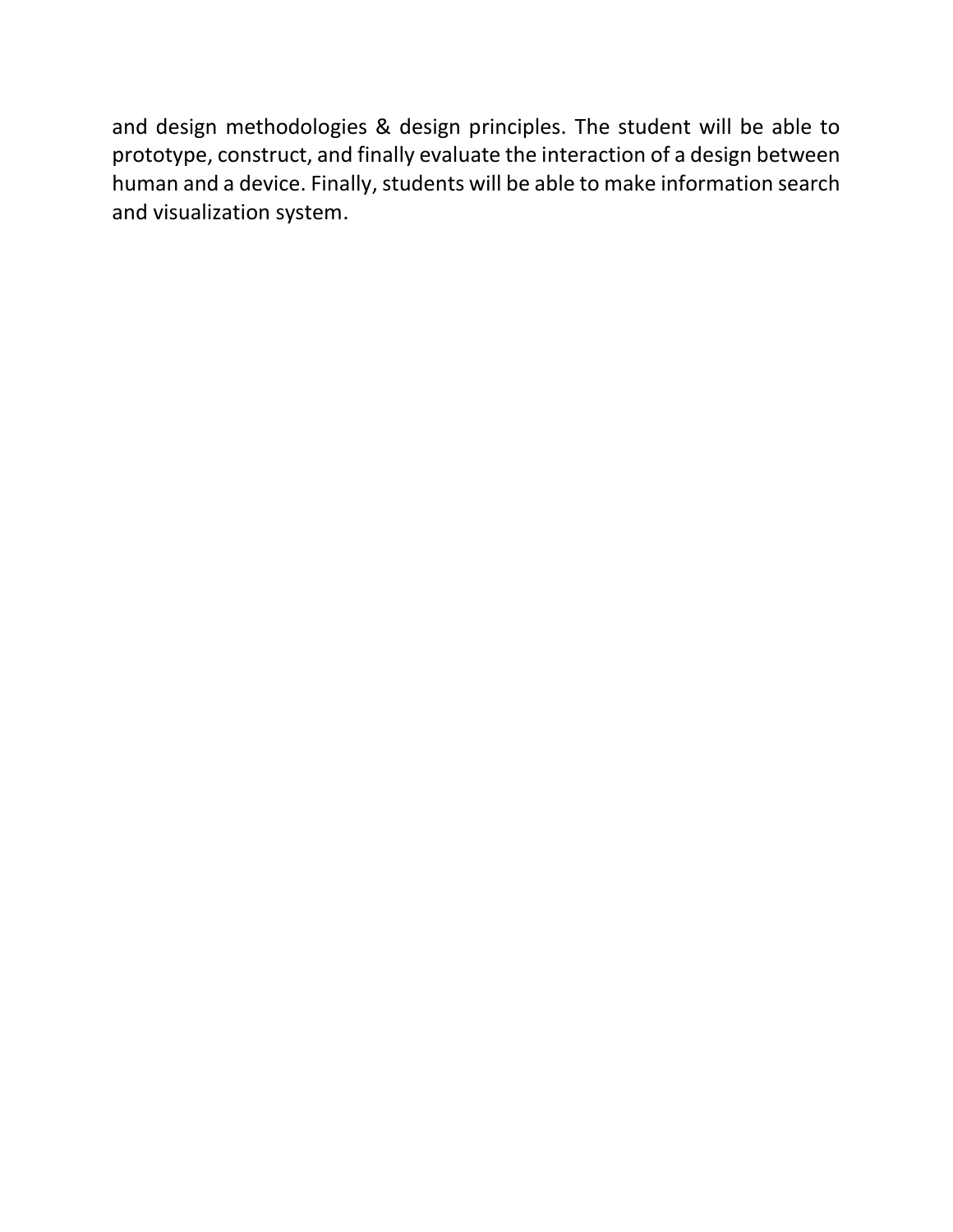and design methodologies & design principles. The student will be able to prototype, construct, and finally evaluate the interaction of a design between human and a device. Finally, students will be able to make information search and visualization system.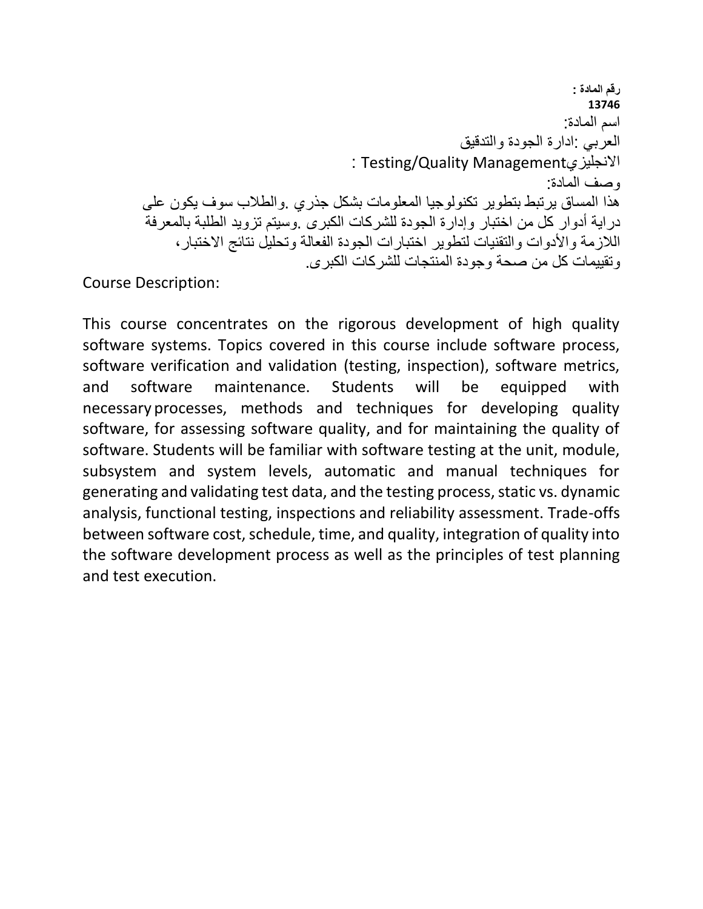**رقم المادة :**
**13746**

اسم المادة:

العربي :ادارة الجودة والتدقيق

الانجليزيTesting/Quality Management :

وصف المادة:

هذا المساق يرتبط بتطوير تكنولوجيا المعلومات بشكل جذري .والطلاب سوف يكون على دراية أدوار كل من اختبار وإدارة الجودة للشركات الكبرى .وسيتم تزويد الطلبة بالمعرفة اللازمة والأدوات والتقنيات لتطوير اختبارات الجودة الفعالة وتحليل نتائج الاختبار، وتقييمات كل من صحة وجودة المنتجات للشركات الكبرى.

Course Description:

This course concentrates on the rigorous development of high quality software systems. Topics covered in this course include software process, software verification and validation (testing, inspection), software metrics, and software maintenance. Students will be equipped with necessary processes, methods and techniques for developing quality software, for assessing software quality, and for maintaining the quality of software. Students will be familiar with software testing at the unit, module, subsystem and system levels, automatic and manual techniques for generating and validating test data, and the testing process, static vs. dynamic analysis, functional testing, inspections and reliability assessment. Trade-offs between software cost, schedule, time, and quality, integration of quality into the software development process as well as the principles of test planning and test execution.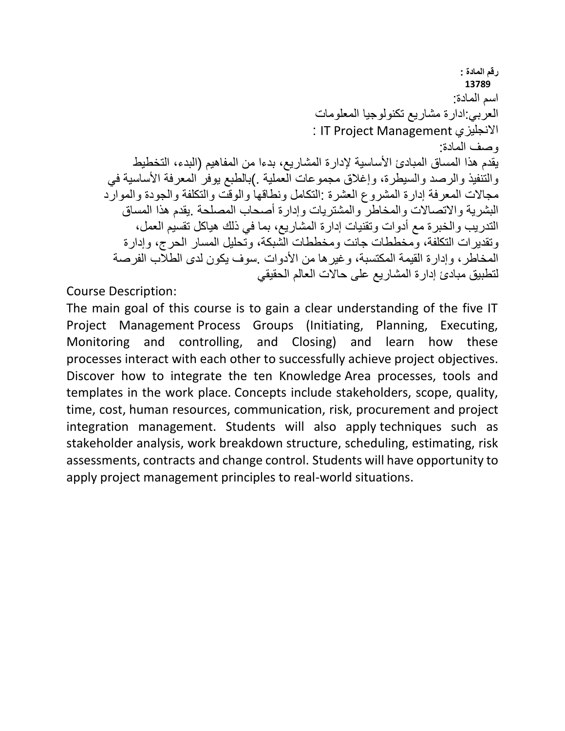**رقم المادة :**
**13789**

اسم المادة:

العربي:ادارة مشاريع تكنولوجيا المعلومات

الانجليزي IT Project Management :

وصف المادة:

يقدم هذا المساق المبادئ الأساسية لإدارة المشاريع، بدءا من المفاهيم (البدء، التخطيط والتنفيذ والرصد والسيطرة، وإغلاق مجموعات العملية .)بالطبع يوفر المعرفة الأساسية في مجالات المعرفة إدارة المشروع العشرة :التكامل ونطاقها والوقت والتكلفة والجودة والموارد البشرية والاتصالات والمخاطر والمشتريات وإدارة أصحاب المصلحة .يقدم هذا المساق التدريب والخبرة مع أدوات وتقنيات إدارة المشاريع، بما في ذلك هياكل تقسيم العمل، وتقديرات التكلفة، ومخططات جانت ومخططات الشبكة، وتحليل المسار الحرج، وإدارة المخاطر، وإدارة القيمة المكتسبة، وغيرها من الأدوات .سوف يكون لدى الطلاب الفرصة لتطبيق مبادئ إدارة المشاريع على حالات العالم الحقيقي

Course Description:

The main goal of this course is to gain a clear understanding of the five IT Project Management Process Groups (Initiating, Planning, Executing, Monitoring and controlling, and Closing) and learn how these processes interact with each other to successfully achieve project objectives. Discover how to integrate the ten Knowledge Area processes, tools and templates in the work place. Concepts include stakeholders, scope, quality, time, cost, human resources, communication, risk, procurement and project integration management. Students will also apply techniques such as stakeholder analysis, work breakdown structure, scheduling, estimating, risk assessments, contracts and change control. Students will have opportunity to apply project management principles to real-world situations.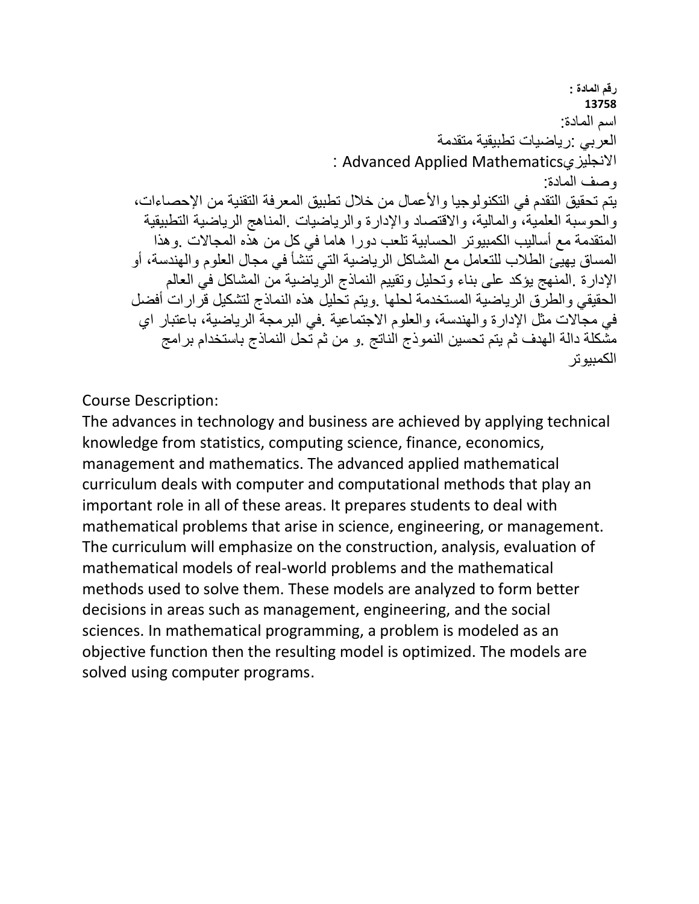**رقم المادة :**
**13758**

اسم المادة:

العربي :رياضيات تطبيقية متقدمة

الانجليزيAdvanced Applied Mathematics :

وصف المادة:

يتم تحقيق التقدم في التكنولوجيا والأعمال من خلال تطبيق المعرفة التقنية من الإحصاءات، والحوسبة العلمية، والمالية، والاقتصاد والإدارة والرياضيات .المناهج الرياضية التطبيقية المتقدمة مع أساليب الكمبيوتر الحسابية تلعب دورا هاما في كل من هذه المجالات .وهذا المساق يهيئ الطلاب للتعامل مع المشاكل الرياضية التي تنشأ في مجال العلوم والهندسة، أو الإدارة .المنهج يؤكد على بناء وتحليل وتقييم النماذج الرياضية من المشاكل في العالم الحقيقي والطرق الرياضية المستخدمة لحلها .ويتم تحليل هذه النماذج لتشكيل قرارات أفضل في مجالات مثل الإدارة والهندسة، والعلوم الاجتماعية .في البرمجة الرياضية، باعتبار اي مشكلة دالة الهدف ثم يتم تحسين النموذج الناتج .و من ثم تحل النماذج باستخدام برامج الكمبيوتر

Course Description:

The advances in technology and business are achieved by applying technical knowledge from statistics, computing science, finance, economics, management and mathematics. The advanced applied mathematical curriculum deals with computer and computational methods that play an important role in all of these areas. It prepares students to deal with mathematical problems that arise in science, engineering, or management. The curriculum will emphasize on the construction, analysis, evaluation of mathematical models of real-world problems and the mathematical methods used to solve them. These models are analyzed to form better decisions in areas such as management, engineering, and the social sciences. In mathematical programming, a problem is modeled as an objective function then the resulting model is optimized. The models are solved using computer programs.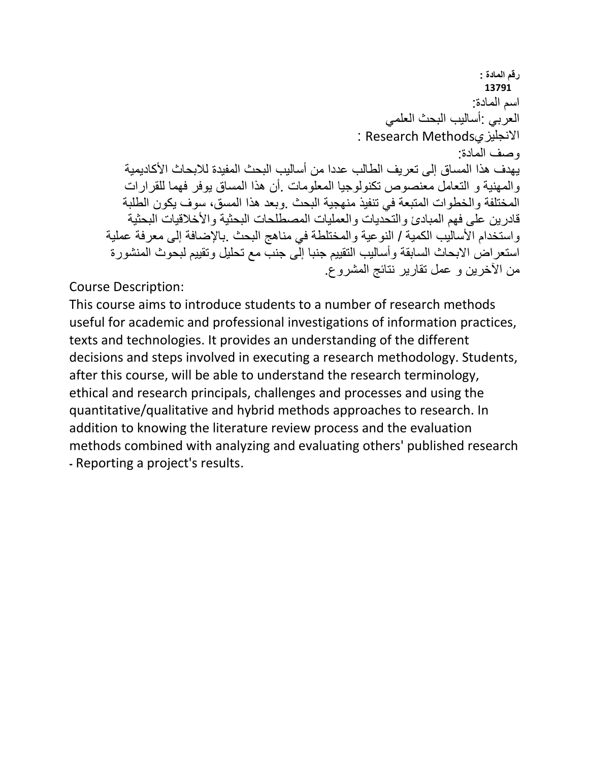**رقم المادة :**
**13791**

اسم المادة:

العربي :أساليب البحث العلمي

الانجليزيResearch Methods :

وصف المادة:

يهدف هذا المساق إلى تعريف الطالب عددا من أساليب البحث المفيدة للابحاث الأكاديمية والمهنية و التعامل معنصوص تكنولوجيا المعلومات .أن هذا المساق يوفر فهما للقرارات المختلفة والخطوات المتبعة في تنفيذ منهجية البحث .وبعد هذا المسق، سوف يكون الطلبة قادرين على فهم المبادئ والتحديات والعمليات المصطلحات البحثية والأخلاقيات البحثية واستخدام الأساليب الكمية / النوعية والمختلطة في مناهج البحث .بالإضافة إلى معرفة عملية استعراض الابحاث السابقة وأساليب التقييم جنبا إلى جنب مع تحليل وتقييم لبحوث المنشورة من الآخرين و عمل تقارير نتائج المشروع.

Course Description:

This course aims to introduce students to a number of research methods useful for academic and professional investigations of information practices, texts and technologies. It provides an understanding of the different decisions and steps involved in executing a research methodology. Students, after this course, will be able to understand the research terminology, ethical and research principals, challenges and processes and using the quantitative/qualitative and hybrid methods approaches to research. In addition to knowing the literature review process and the evaluation methods combined with analyzing and evaluating others' published research - Reporting a project's results.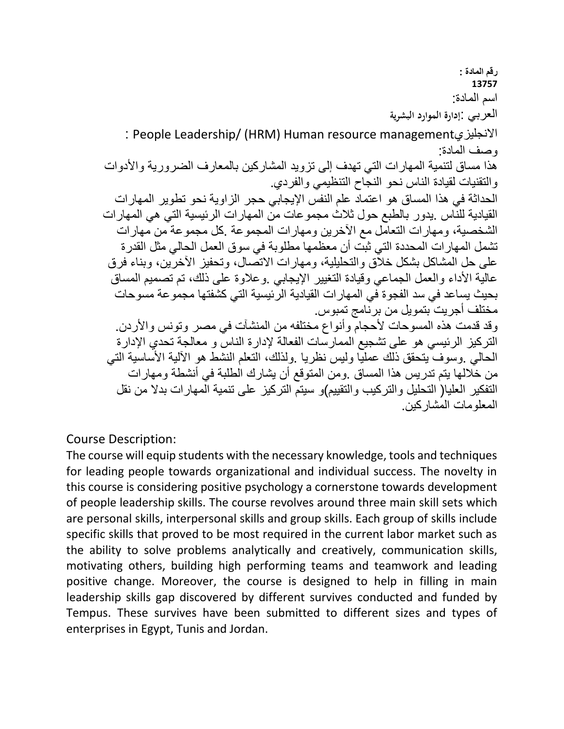**رقم المادة :**
**13757**

اسم المادة:

العربي :**إدارة الموارد البشرية**

الانجليزيPeople Leadership/ (HRM) Human resource management :

وصف المادة:

هذا مساق لتنمية المهارات التي تهدف إلى تزويد المشاركين بالمعارف الضرورية والأدوات والتقنيات لقيادة الناس نحو النجاح التنظيمي والفردي.

الحداثة في هذا المساق هو اعتماد علم النفس الإيجابي حجر الزاوية نحو تطوير المهارات القيادية للناس .يدور بالطبع حول ثلاث مجموعات من المهارات الرئيسية التي هي المهارات الشخصية، ومهارات التعامل مع الآخرين ومهارات المجموعة .كل مجموعة من مهارات تشمل المهارات المحددة التي ثبت أن معظمها مطلوبة في سوق العمل الحالي مثل القدرة على حل المشاكل بشكل خلاق والتحليلية، ومهارات الاتصال، وتحفيز الآخرين، وبناء فرق عالية الأداء والعمل الجماعي وقيادة التغيير الإيجابي .وعلاوة على ذلك، تم تصميم المساق بحيث يساعد في سد الفجوة في المهارات القيادية الرئيسية التي كشفتها مجموعة مسوحات مختلف أجريت بتمويل من برنامج تمبوس.

وقد قدمت هذه المسوحات لأحجام وأنواع مختلفه من المنشآت في مصر وتونس والأردن.

التركيز الرئيسي هو على تشجيع الممارسات الفعالة لإدارة الناس و معالجة تحدي الإدارة الحالي .وسوف يتحقق ذلك عمليا وليس نظريا .ولذلك، التعلم النشط هو الآلية الأساسية التي من خلالها يتم تدريس هذا المساق .ومن المتوقع أن يشارك الطلبة في أنشطة ومهارات التفكير العليا( التحليل والتركيب والتقييم)و سيتم التركيز على تنمية المهارات بدلا من نقل المعلومات المشاركين.

Course Description:

The course will equip students with the necessary knowledge, tools and techniques for leading people towards organizational and individual success. The novelty in this course is considering positive psychology a cornerstone towards development of people leadership skills. The course revolves around three main skill sets which are personal skills, interpersonal skills and group skills. Each group of skills include specific skills that proved to be most required in the current labor market such as the ability to solve problems analytically and creatively, communication skills, motivating others, building high performing teams and teamwork and leading positive change. Moreover, the course is designed to help in filling in main leadership skills gap discovered by different survives conducted and funded by Tempus. These survives have been submitted to different sizes and types of enterprises in Egypt, Tunis and Jordan.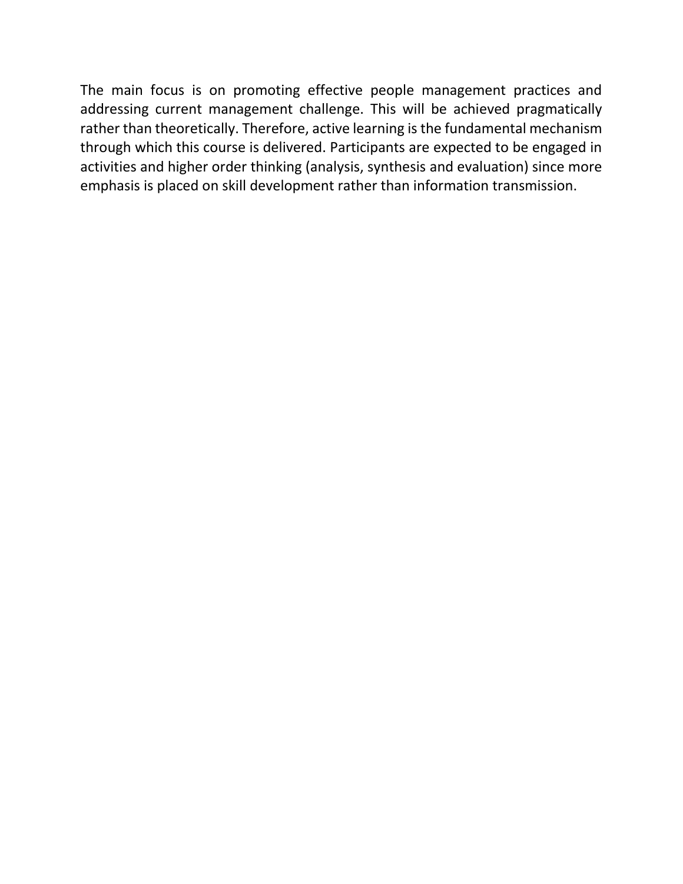The main focus is on promoting effective people management practices and addressing current management challenge. This will be achieved pragmatically rather than theoretically. Therefore, active learning is the fundamental mechanism through which this course is delivered. Participants are expected to be engaged in activities and higher order thinking (analysis, synthesis and evaluation) since more emphasis is placed on skill development rather than information transmission.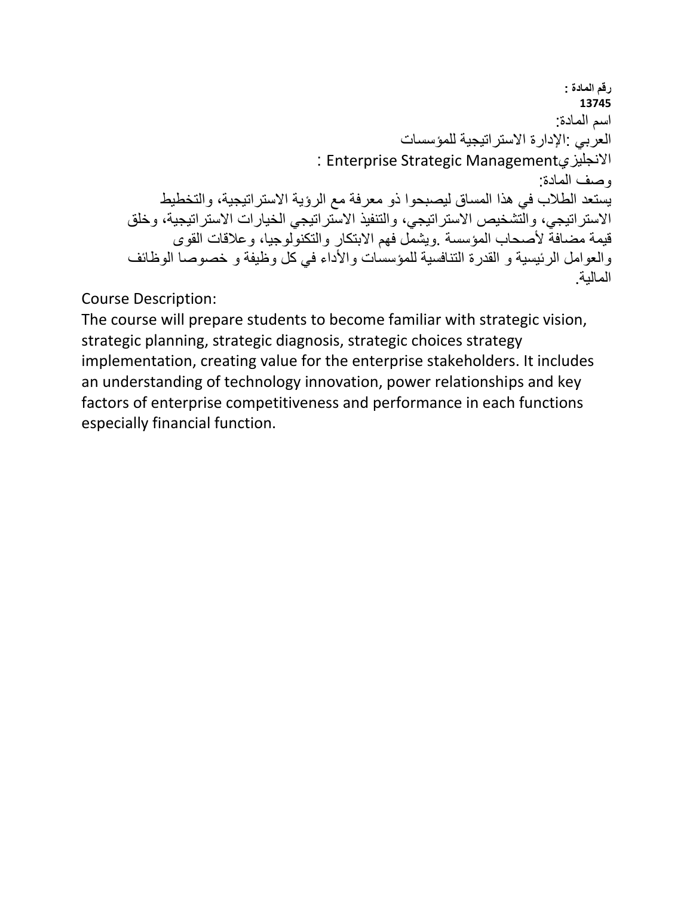**رقم المادة :**
**13745**

اسم المادة:

العربي :الإدارة الاستراتيجية للمؤسسات

الانجليزيEnterprise Strategic Management :

وصف المادة:

يستعد الطلاب في هذا المساق ليصبحوا ذو معرفة مع الرؤية الاستراتيجية، والتخطيط الاستراتيجي، والتشخيص الاستراتيجي، والتنفيذ الاستراتيجي الخيارات الاستراتيجية، وخلق قيمة مضافة لأصحاب المؤسسة .ويشمل فهم الابتكار والتكنولوجيا، وعلاقات القوى والعوامل الرئيسية و القدرة التنافسية للمؤسسات والأداء في كل وظيفة و خصوصا الوظائف المالية.

Course Description:

The course will prepare students to become familiar with strategic vision, strategic planning, strategic diagnosis, strategic choices strategy implementation, creating value for the enterprise stakeholders. It includes an understanding of technology innovation, power relationships and key factors of enterprise competitiveness and performance in each functions especially financial function.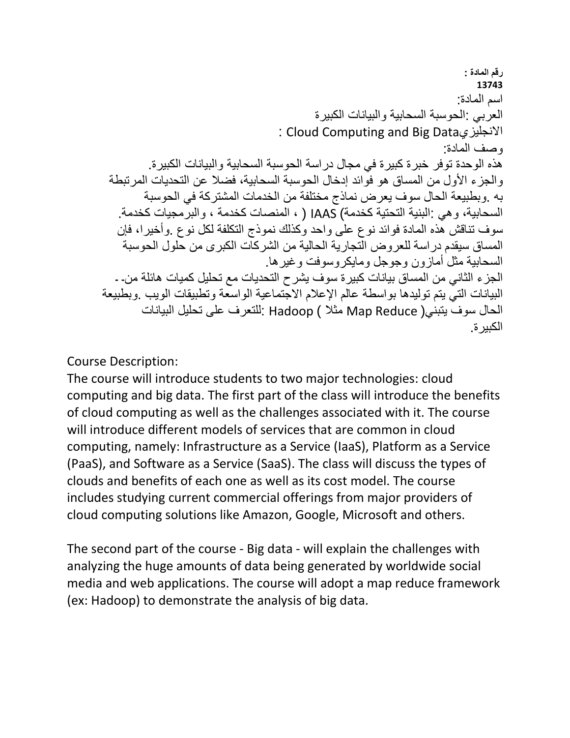**رقم المادة :**
**13743**

اسم المادة:

العربي :الحوسبة السحابية والبيانات الكبيرة

الانجليزيCloud Computing and Big Data :

وصف المادة:

هذه الوحدة توفر خبرة كبيرة في مجال دراسة الحوسبة السحابية والبيانات الكبيرة. والجزء الأول من المساق هو فوائد إدخال الحوسبة السحابية، فضلا عن التحديات المرتبطة به .وبطبيعة الحال سوف يعرض نماذج مختلفة من الخدمات المشتركة في الحوسبة السحابية، وهي :البنية التحتية كخدمة) IAAS ( ، المنصات كخدمة ، والبرمجيات كخدمة. سوف تناقش هذه المادة فوائد نوع على واحد وكذلك نموذج التكلفة لكل نوع .وأخيرا، فإن المساق سيقدم دراسة للعروض التجارية الحالية من الشركات الكبرى من حلول الحوسبة السحابية مثل أمازون وجوجل ومايكروسوفت وغيرها.

الجزء الثاني من المساق بيانات كبيرة سوف يشرح التحديات مع تحليل كميات هائلة من- البيانات التي يتم توليدها بواسطة عالم الإعلام الاجتماعية الواسعة وتطبيقات الويب .وبطبيعة الحال سوف يتبني( Map Reduce مثلا ) Hadoop :للتعرف على تحليل البيانات الكبيرة.

Course Description:

The course will introduce students to two major technologies: cloud computing and big data. The first part of the class will introduce the benefits of cloud computing as well as the challenges associated with it. The course will introduce different models of services that are common in cloud computing, namely: Infrastructure as a Service (IaaS), Platform as a Service (PaaS), and Software as a Service (SaaS). The class will discuss the types of clouds and benefits of each one as well as its cost model. The course includes studying current commercial offerings from major providers of cloud computing solutions like Amazon, Google, Microsoft and others.

The second part of the course - Big data - will explain the challenges with analyzing the huge amounts of data being generated by worldwide social media and web applications. The course will adopt a map reduce framework (ex: Hadoop) to demonstrate the analysis of big data.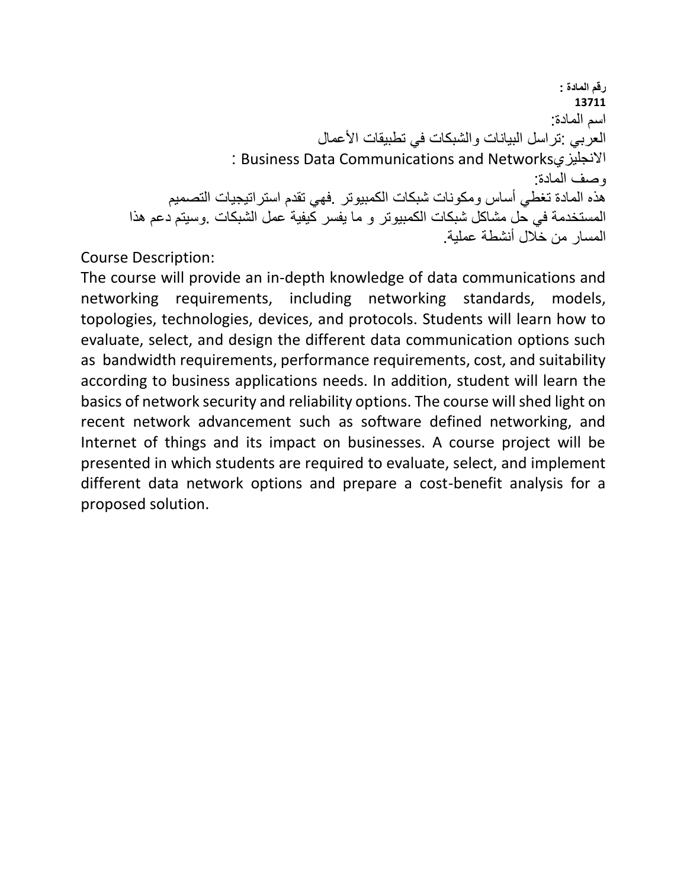**رقم المادة :**
**13711**

اسم المادة:

العربي :تراسل البيانات والشبكات في تطبيقات الأعمال

الانجليزيBusiness Data Communications and Networks :

وصف المادة:

هذه المادة تغطي أساس ومكونات شبكات الكمبيوتر .فهي تقدم استراتيجيات التصميم المستخدمة في حل مشاكل شبكات الكمبيوتر و ما يفسر كيفية عمل الشبكات .وسيتم دعم هذا المسار من خلال أنشطة عملية.

Course Description:

The course will provide an in-depth knowledge of data communications and networking requirements, including networking standards, models, topologies, technologies, devices, and protocols. Students will learn how to evaluate, select, and design the different data communication options such as bandwidth requirements, performance requirements, cost, and suitability according to business applications needs. In addition, student will learn the basics of network security and reliability options. The course will shed light on recent network advancement such as software defined networking, and Internet of things and its impact on businesses. A course project will be presented in which students are required to evaluate, select, and implement different data network options and prepare a cost-benefit analysis for a proposed solution.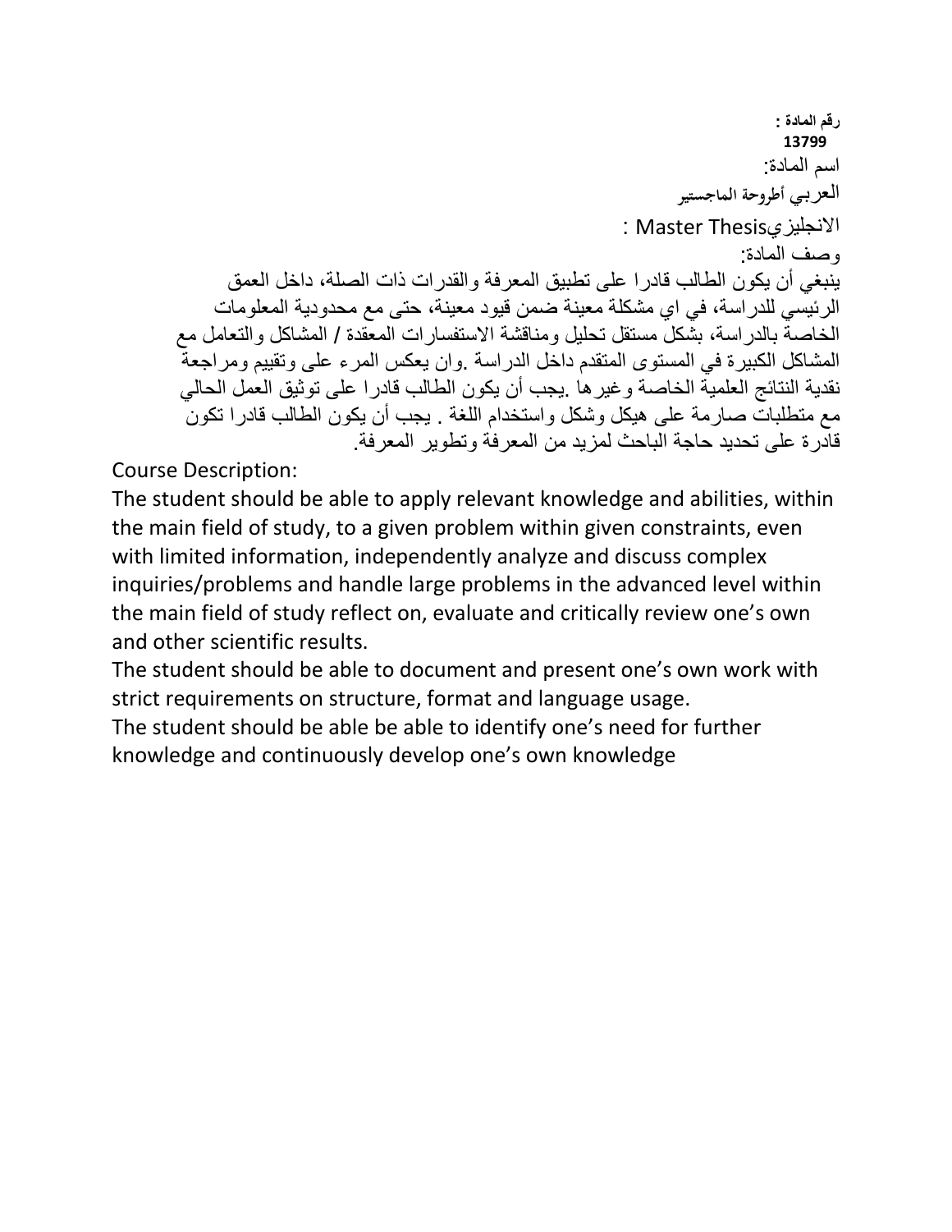**رقم المادة :**
**13799**

اسم المادة:

**العربي أطروحة الماجستير**

الانجليزيMaster Thesis :

وصف المادة:

ينبغي أن يكون الطالب قادرا على تطبيق المعرفة والقدرات ذات الصلة، داخل العمق الرئيسي للدراسة، في اي مشكلة معينة ضمن قيود معينة، حتى مع محدودية المعلومات الخاصة بالدراسة، بشكل مستقل تحليل ومناقشة الاستفسارات المعقدة / المشاكل والتعامل مع المشاكل الكبيرة في المستوى المتقدم داخل الدراسة .وان يعكس المرء على وتقييم ومراجعة نقدية النتائج العلمية الخاصة وغيرها .يجب أن يكون الطالب قادرا على توثيق العمل الحالي مع متطلبات صارمة على هيكل وشكل واستخدام اللغة . يجب أن يكون الطالب قادرا تكون قادرة على تحديد حاجة الباحث لمزيد من المعرفة وتطوير المعرفة.

Course Description:

The student should be able to apply relevant knowledge and abilities, within the main field of study, to a given problem within given constraints, even with limited information, independently analyze and discuss complex inquiries/problems and handle large problems in the advanced level within the main field of study reflect on, evaluate and critically review one's own and other scientific results.

The student should be able to document and present one's own work with strict requirements on structure, format and language usage.

The student should be able be able to identify one's need for further knowledge and continuously develop one's own knowledge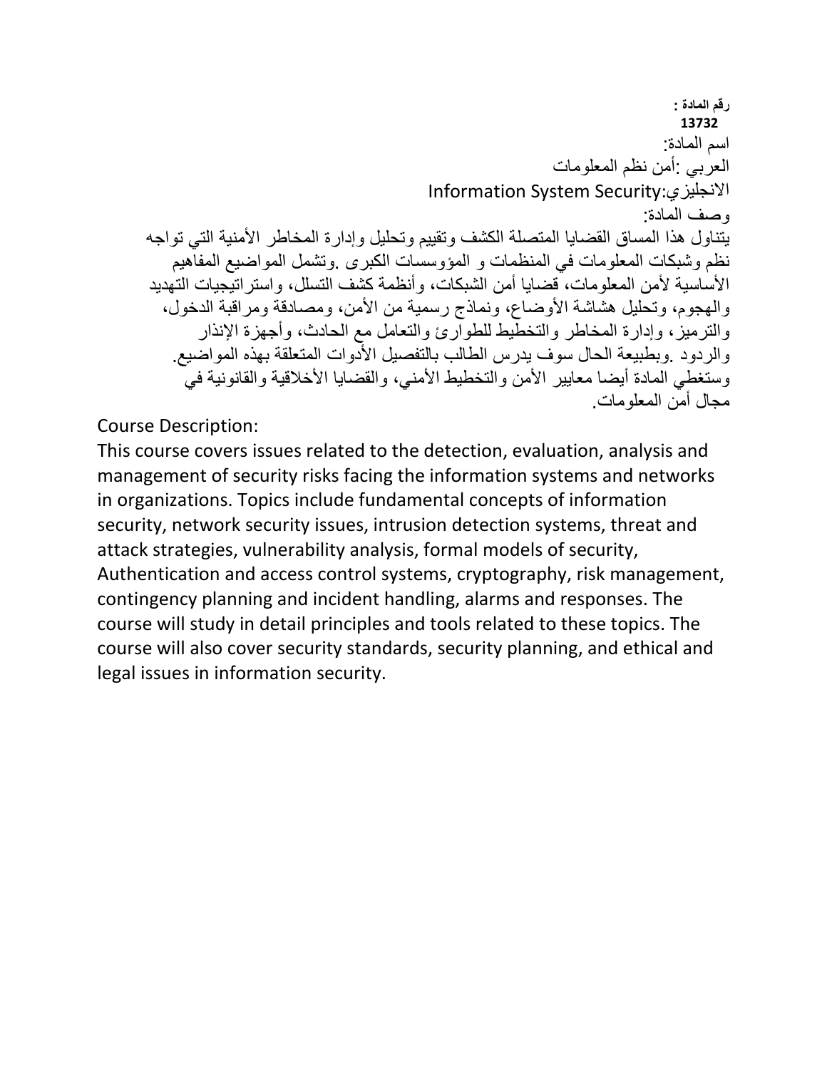**رقم المادة :**
**13732**

اسم المادة:

العربي :أمن نظم المعلومات

الانجليزي:Information System Security

وصف المادة:

يتناول هذا المساق القضايا المتصلة الكشف وتقييم وتحليل وإدارة المخاطر الأمنية التي تواجه نظم وشبكات المعلومات في المنظمات و المؤوسسات الكبرى .وتشمل المواضيع المفاهيم الأساسية لأمن المعلومات، قضايا أمن الشبكات، وأنظمة كشف التسلل، واستراتيجيات التهديد والهجوم، وتحليل هشاشة الأوضاع، ونماذج رسمية من الأمن، ومصادقة ومراقبة الدخول، والترميز، وإدارة المخاطر والتخطيط للطوارئ والتعامل مع الحادث، وأجهزة الإنذار والردود .وبطبيعة الحال سوف يدرس الطالب بالتفصيل الأدوات المتعلقة بهذه المواضيع. وستغطي المادة أيضا معايير الأمن والتخطيط الأمني، والقضايا الأخلاقية والقانونية في مجال أمن المعلومات.

Course Description:

This course covers issues related to the detection, evaluation, analysis and management of security risks facing the information systems and networks in organizations. Topics include fundamental concepts of information security, network security issues, intrusion detection systems, threat and attack strategies, vulnerability analysis, formal models of security, Authentication and access control systems, cryptography, risk management, contingency planning and incident handling, alarms and responses. The course will study in detail principles and tools related to these topics. The course will also cover security standards, security planning, and ethical and legal issues in information security.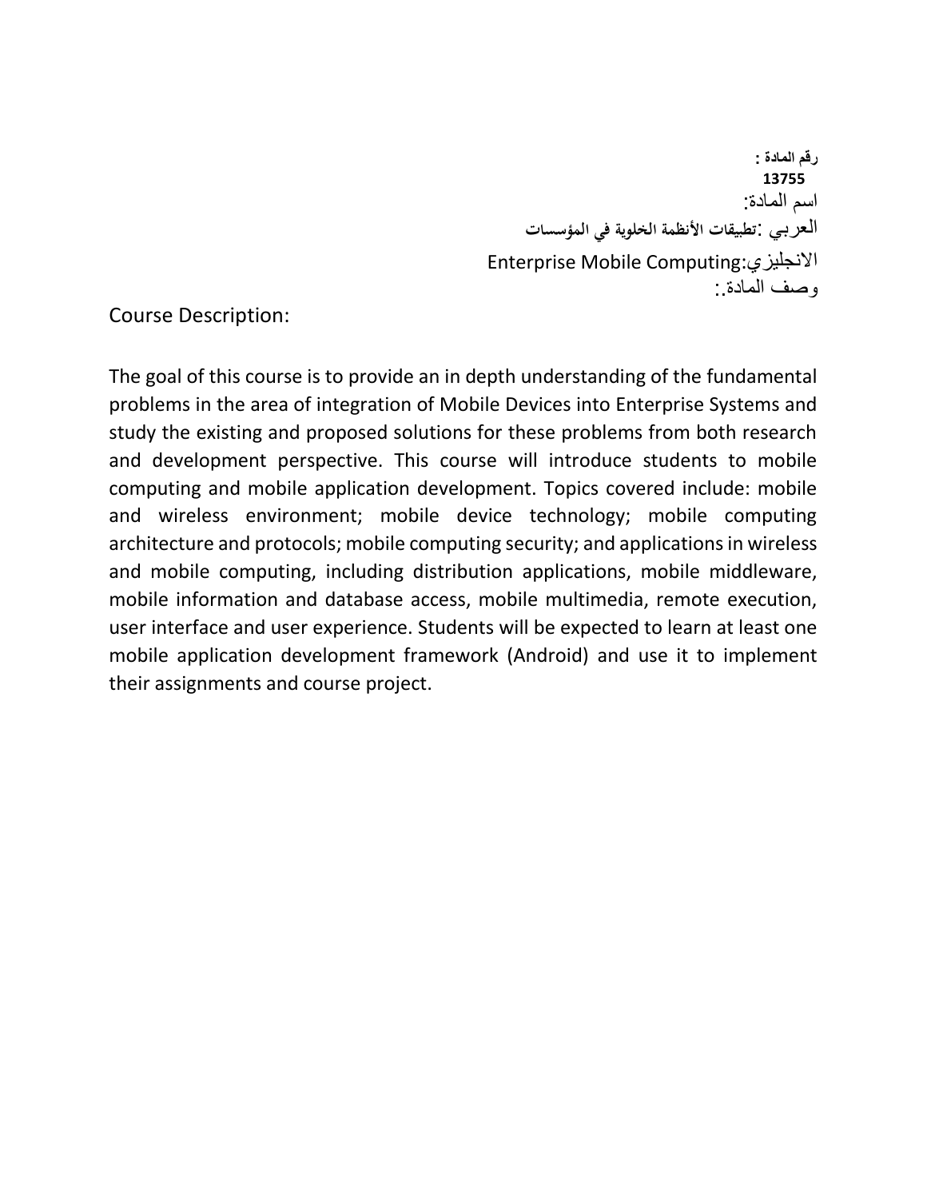**رقم المادة :**
**13755**

اسم المادة:

العربي :**تطبيقات الأنظمة الخلوية في المؤسسات**

الانجليزي:Enterprise Mobile Computing

وصف المادة.:

Course Description:

The goal of this course is to provide an in depth understanding of the fundamental problems in the area of integration of Mobile Devices into Enterprise Systems and study the existing and proposed solutions for these problems from both research and development perspective. This course will introduce students to mobile computing and mobile application development. Topics covered include: mobile and wireless environment; mobile device technology; mobile computing architecture and protocols; mobile computing security; and applications in wireless and mobile computing, including distribution applications, mobile middleware, mobile information and database access, mobile multimedia, remote execution, user interface and user experience. Students will be expected to learn at least one mobile application development framework (Android) and use it to implement their assignments and course project.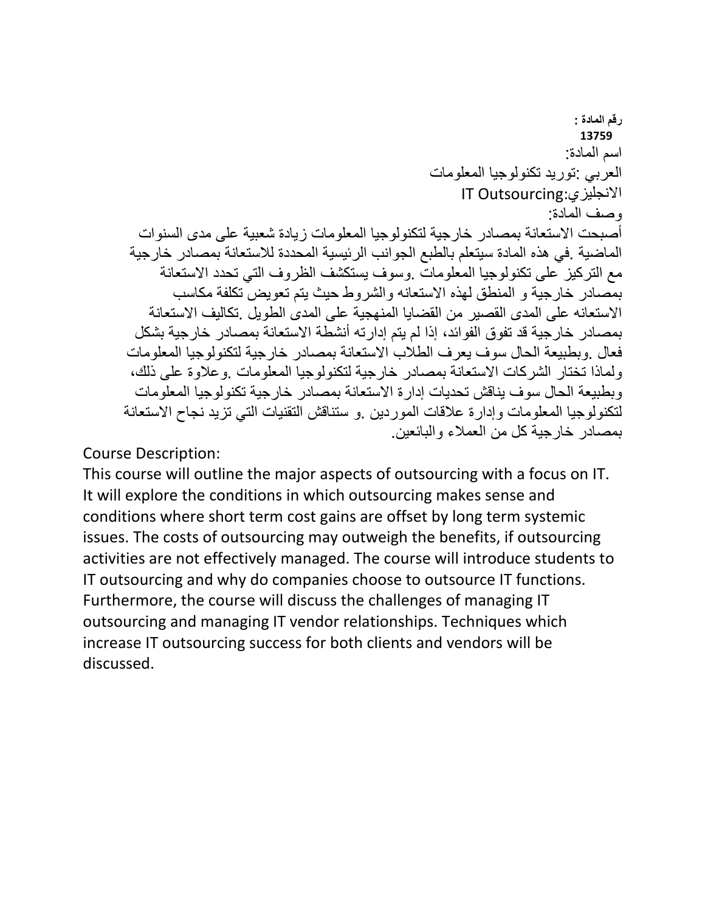**رقم المادة :**
**13759**

اسم المادة:

العربي :توريد تكنولوجيا المعلومات

الانجليزي:IT Outsourcing

وصف المادة:

أصبحت الاستعانة بمصادر خارجية لتكنولوجيا المعلومات زيادة شعبية على مدى السنوات الماضية .في هذه المادة سيتعلم بالطبع الجوانب الرئيسية المحددة للاستعانة بمصادر خارجية مع التركيز على تكنولوجيا المعلومات .وسوف يستكشف الظروف التي تحدد الاستعانة بمصادر خارجية و المنطق لهذه الاستعانه والشروط حيث يتم تعويض تكلفة مكاسب الاستعانه على المدى القصير من القضايا المنهجية على المدى الطويل .تكاليف الاستعانة بمصادر خارجية قد تفوق الفوائد، إذا لم يتم إدارته أنشطة الاستعانة بمصادر خارجية بشكل فعال .وبطبيعة الحال سوف يعرف الطلاب الاستعانة بمصادر خارجية لتكنولوجيا المعلومات ولماذا تختار الشركات الاستعانة بمصادر خارجية لتكنولوجيا المعلومات .وعلاوة على ذلك، وبطبيعة الحال سوف يناقش تحديات إدارة الاستعانة بمصادر خارجية تكنولوجيا المعلومات لتكنولوجيا المعلومات وإدارة علاقات الموردين .و ستناقش التقنيات التي تزيد نجاح الاستعانة بمصادر خارجية كل من العملاء والبائعين.

Course Description:

This course will outline the major aspects of outsourcing with a focus on IT. It will explore the conditions in which outsourcing makes sense and conditions where short term cost gains are offset by long term systemic issues. The costs of outsourcing may outweigh the benefits, if outsourcing activities are not effectively managed. The course will introduce students to IT outsourcing and why do companies choose to outsource IT functions. Furthermore, the course will discuss the challenges of managing IT outsourcing and managing IT vendor relationships. Techniques which increase IT outsourcing success for both clients and vendors will be discussed.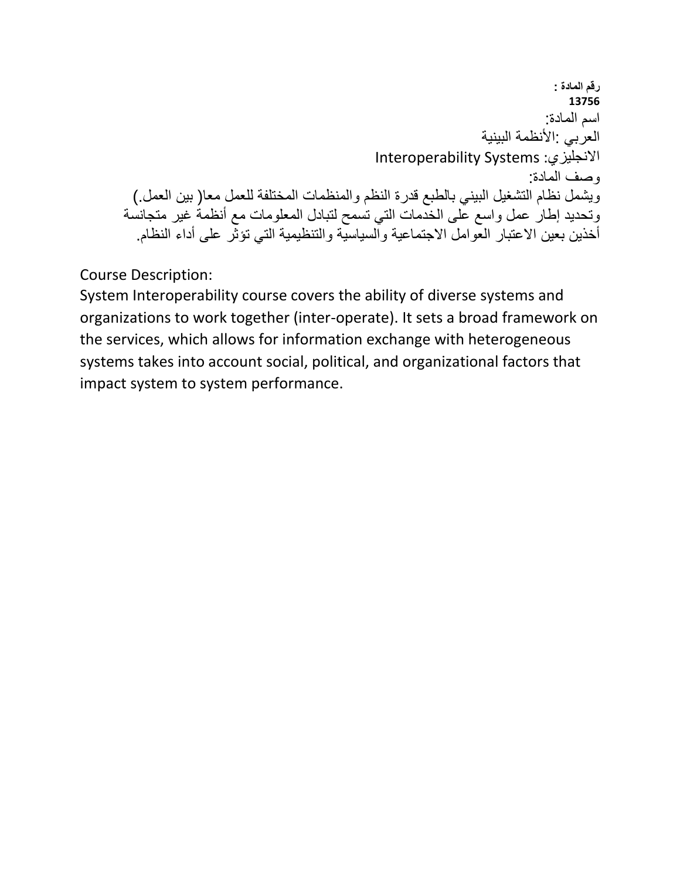**رقم المادة :**
**13756**

اسم المادة:

العربي :الأنظمة البينية

الانجليزي: Interoperability Systems

وصف المادة:

ويشمل نظام التشغيل البيني بالطبع قدرة النظم والمنظمات المختلفة للعمل معا( بين العمل.) وتحديد إطار عمل واسع على الخدمات التي تسمح لتبادل المعلومات مع أنظمة غير متجانسة أخذين بعين الاعتبار العوامل الاجتماعية والسياسية والتنظيمية التي تؤثر على أداء النظام.

Course Description:
System Interoperability course covers the ability of diverse systems and organizations to work together (inter-operate). It sets a broad framework on the services, which allows for information exchange with heterogeneous systems takes into account social, political, and organizational factors that impact system to system performance.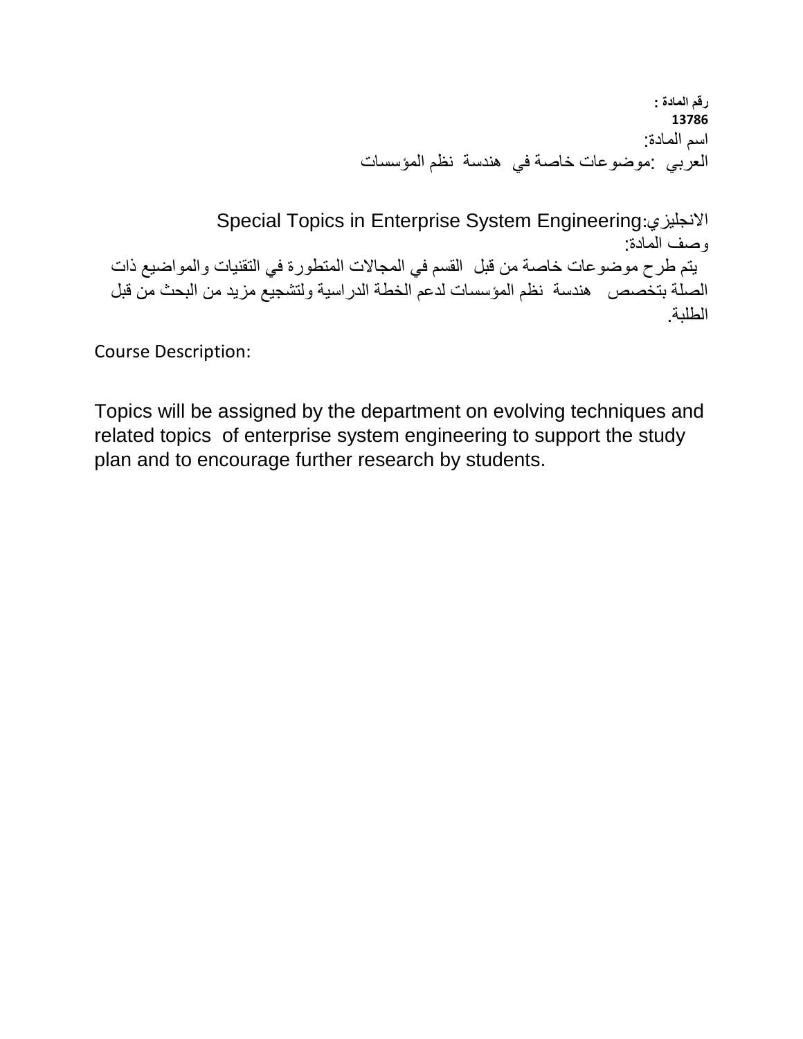**رقم المادة :**
**13786**

اسم المادة:

العربي :موضوعات خاصة في هندسة نظم المؤسسات

الانجليزي:Special Topics in Enterprise System Engineering

وصف المادة:

يتم طرح موضوعات خاصة من قبل القسم في المجالات المتطورة في التقنيات والمواضيع ذات الصلة بتخصص هندسة نظم المؤسسات لدعم الخطة الدراسية ولتشجيع مزيد من البحث من قبل الطلبة.

Course Description:

Topics will be assigned by the department on evolving techniques and related topics of enterprise system engineering to support the study plan and to encourage further research by students.